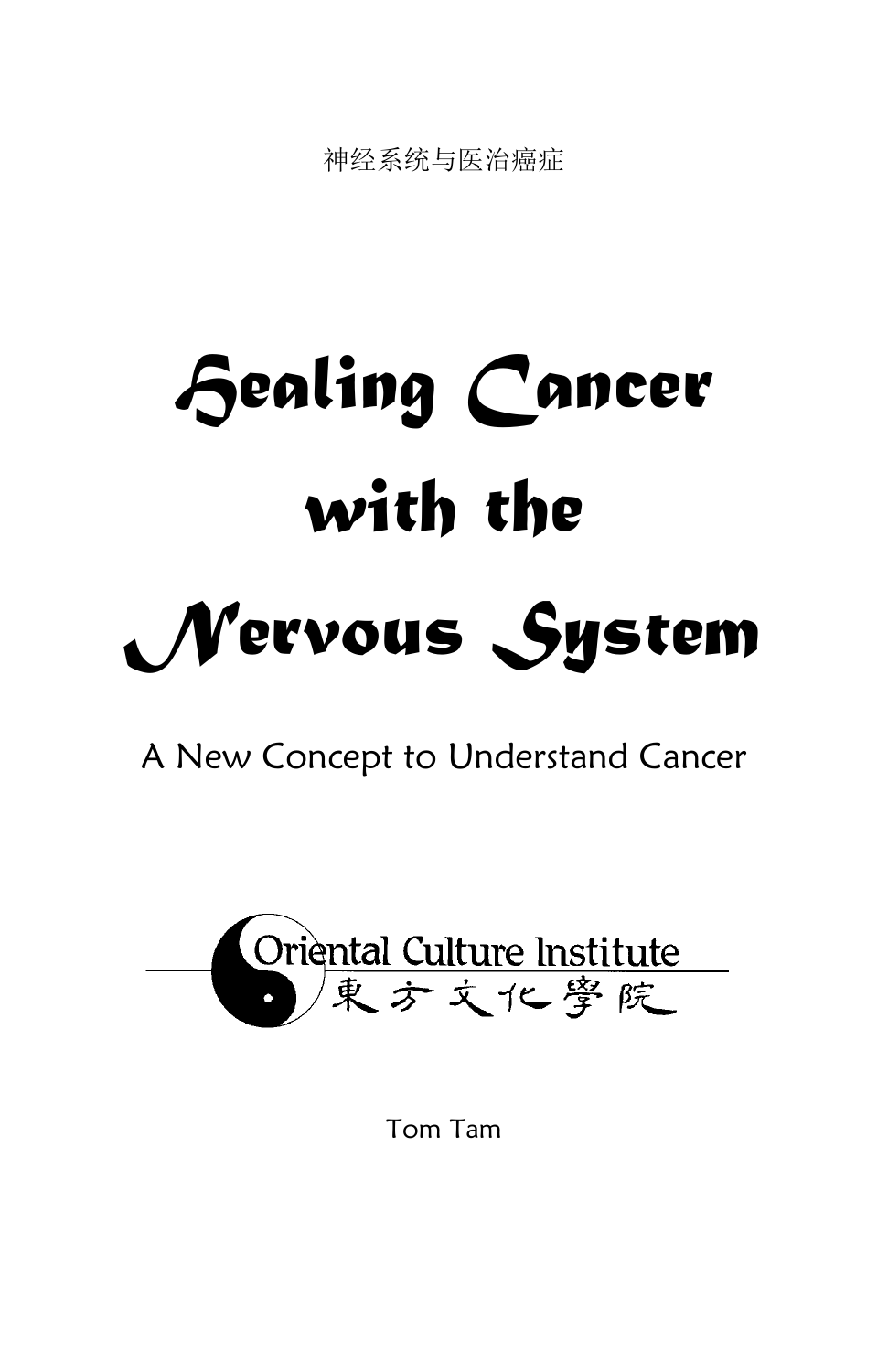神经系统与医治癌症

# Healing Cancer with the Nervous System

A New Concept to Understand Cancer

Oriental Culture Institute
東方文化學院

Tom Tam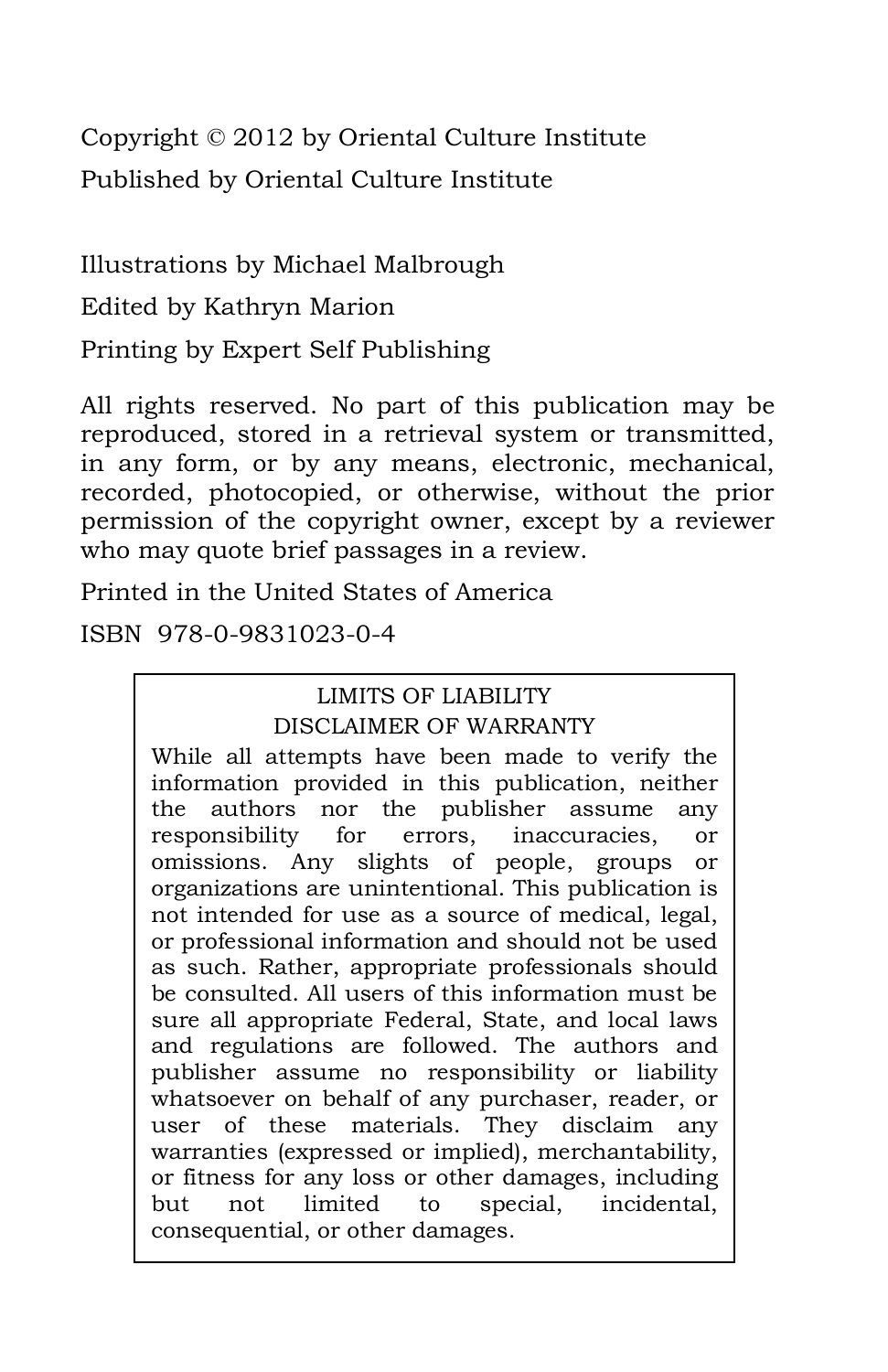Copyright © 2012 by Oriental Culture Institute

Published by Oriental Culture Institute

Illustrations by Michael Malbrough

Edited by Kathryn Marion

Printing by Expert Self Publishing

All rights reserved. No part of this publication may be reproduced, stored in a retrieval system or transmitted, in any form, or by any means, electronic, mechanical, recorded, photocopied, or otherwise, without the prior permission of the copyright owner, except by a reviewer who may quote brief passages in a review.

Printed in the United States of America

ISBN 978-0-9831023-0-4

LIMITS OF LIABILITY
DISCLAIMER OF WARRANTY

While all attempts have been made to verify the information provided in this publication, neither the authors nor the publisher assume any responsibility for errors, inaccuracies, or omissions. Any slights of people, groups or organizations are unintentional. This publication is not intended for use as a source of medical, legal, or professional information and should not be used as such. Rather, appropriate professionals should be consulted. All users of this information must be sure all appropriate Federal, State, and local laws and regulations are followed. The authors and publisher assume no responsibility or liability whatsoever on behalf of any purchaser, reader, or user of these materials. They disclaim any warranties (expressed or implied), merchantability, or fitness for any loss or other damages, including but not limited to special, incidental, consequential, or other damages.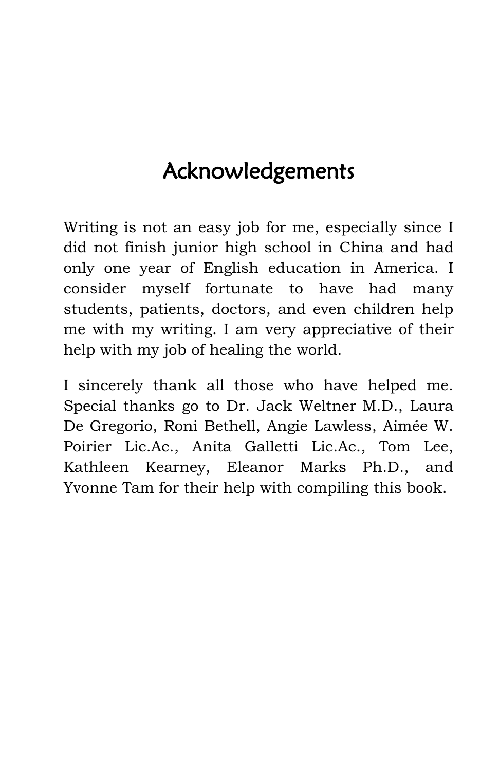# Acknowledgements

Writing is not an easy job for me, especially since I did not finish junior high school in China and had only one year of English education in America. I consider myself fortunate to have had many students, patients, doctors, and even children help me with my writing. I am very appreciative of their help with my job of healing the world.

I sincerely thank all those who have helped me. Special thanks go to Dr. Jack Weltner M.D., Laura De Gregorio, Roni Bethell, Angie Lawless, Aimée W. Poirier Lic.Ac., Anita Galletti Lic.Ac., Tom Lee, Kathleen Kearney, Eleanor Marks Ph.D., and Yvonne Tam for their help with compiling this book.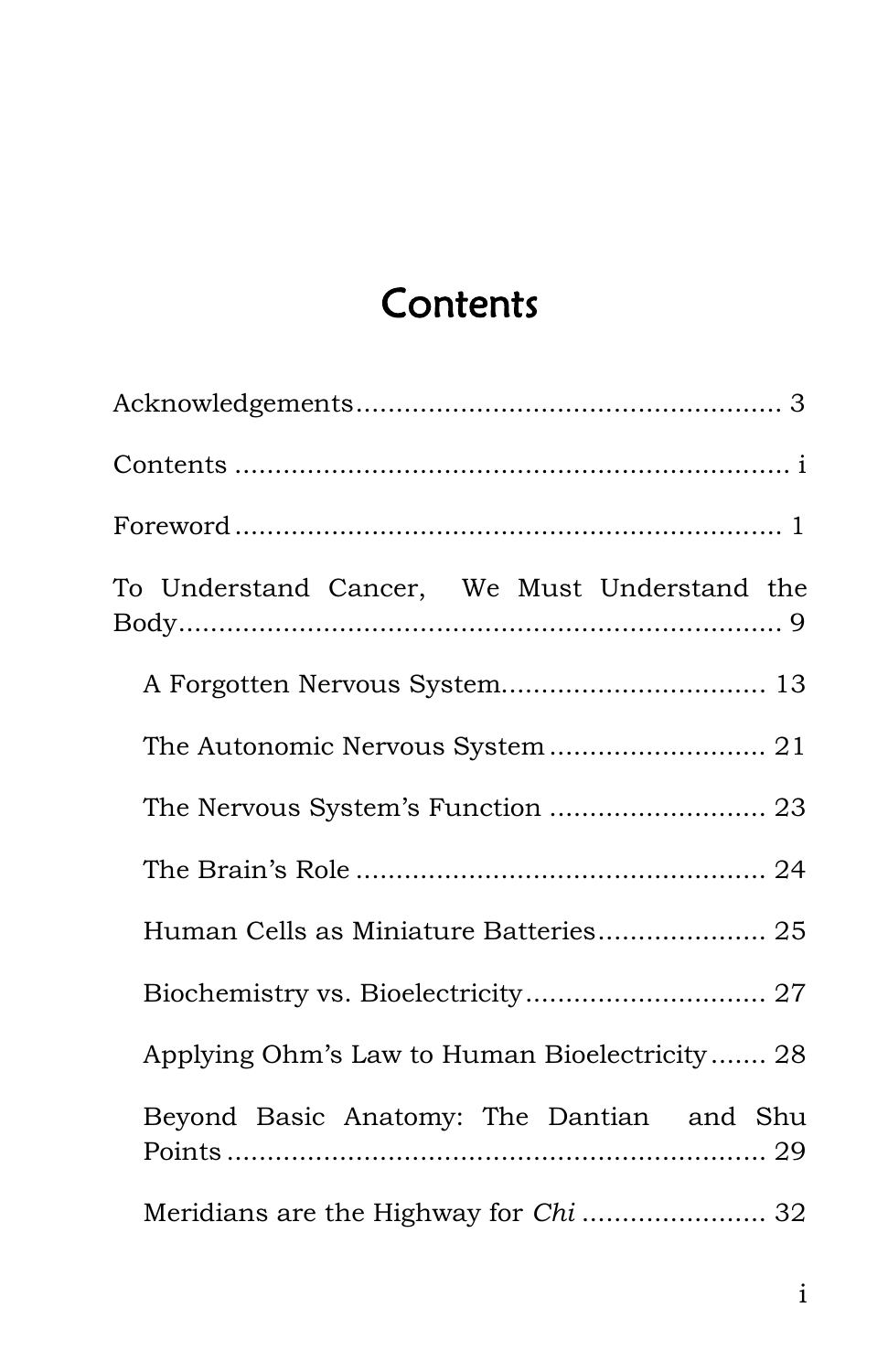# Contents

Acknowledgements.................................................... 3

Contents .................................................................... i

Foreword .................................................................... 1

To Understand Cancer, We Must Understand the Body............................................................................ 9

- A Forgotten Nervous System................................. 13
- The Autonomic Nervous System ........................... 21
- The Nervous System's Function ........................... 23
- The Brain's Role .................................................... 24
- Human Cells as Miniature Batteries..................... 25
- Biochemistry vs. Bioelectricity.............................. 27
- Applying Ohm's Law to Human Bioelectricity....... 28
- Beyond Basic Anatomy: The Dantian and Shu Points ..................................................................... 29
- Meridians are the Highway for *Chi* ....................... 32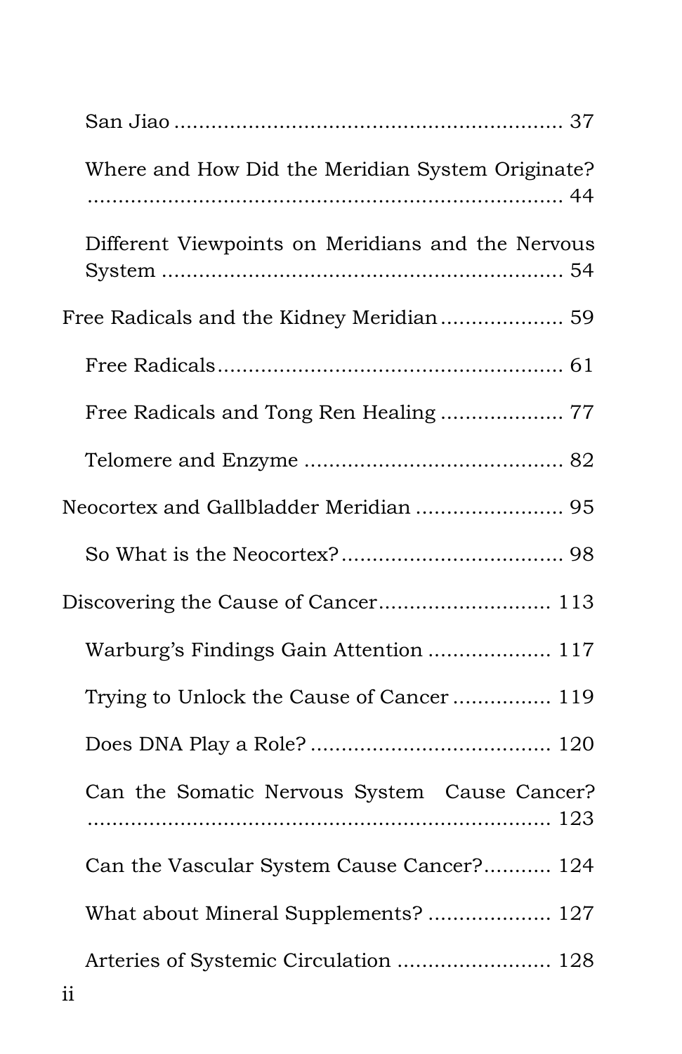- San Jiao ............................................................. 37
  - Where and How Did the Meridian System Originate? ............................................................. 44
  - Different Viewpoints on Meridians and the Nervous System ............................................................. 54
- Free Radicals and the Kidney Meridian .................... 59
  - Free Radicals ....................................................... 61
  - Free Radicals and Tong Ren Healing .................... 77
  - Telomere and Enzyme .......................................... 82
- Neocortex and Gallbladder Meridian ........................ 95
  - So What is the Neocortex? .................................... 98
- Discovering the Cause of Cancer ............................ 113
  - Warburg's Findings Gain Attention .................... 117
  - Trying to Unlock the Cause of Cancer ................ 119
  - Does DNA Play a Role? ....................................... 120
  - Can the Somatic Nervous System Cause Cancer? ............................................................. 123
  - Can the Vascular System Cause Cancer? ........... 124
  - What about Mineral Supplements? .................... 127
  - Arteries of Systemic Circulation ......................... 128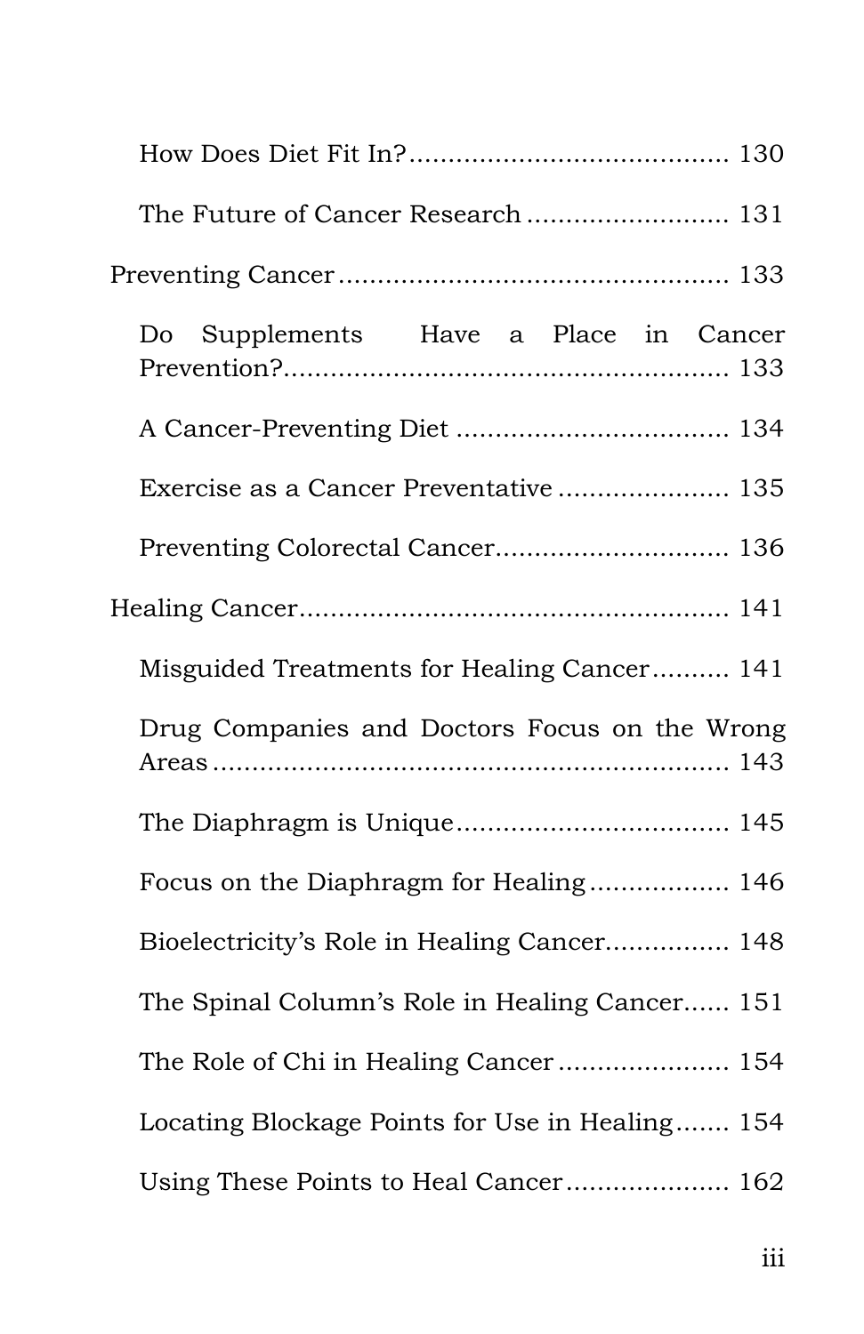- How Does Diet Fit In? ........................................ 130
- The Future of Cancer Research .......................... 131

Preventing Cancer ................................................. 133

- Do Supplements Have a Place in Cancer Prevention? ........................................................ 133
- A Cancer-Preventing Diet .................................. 134
- Exercise as a Cancer Preventative ..................... 135
- Preventing Colorectal Cancer............................. 136

Healing Cancer...................................................... 141

- Misguided Treatments for Healing Cancer.......... 141
- Drug Companies and Doctors Focus on the Wrong Areas ................................................................. 143
- The Diaphragm is Unique.................................. 145
- Focus on the Diaphragm for Healing................. 146
- Bioelectricity's Role in Healing Cancer............... 148
- The Spinal Column's Role in Healing Cancer...... 151
- The Role of Chi in Healing Cancer ..................... 154
- Locating Blockage Points for Use in Healing....... 154
- Using These Points to Heal Cancer.................... 162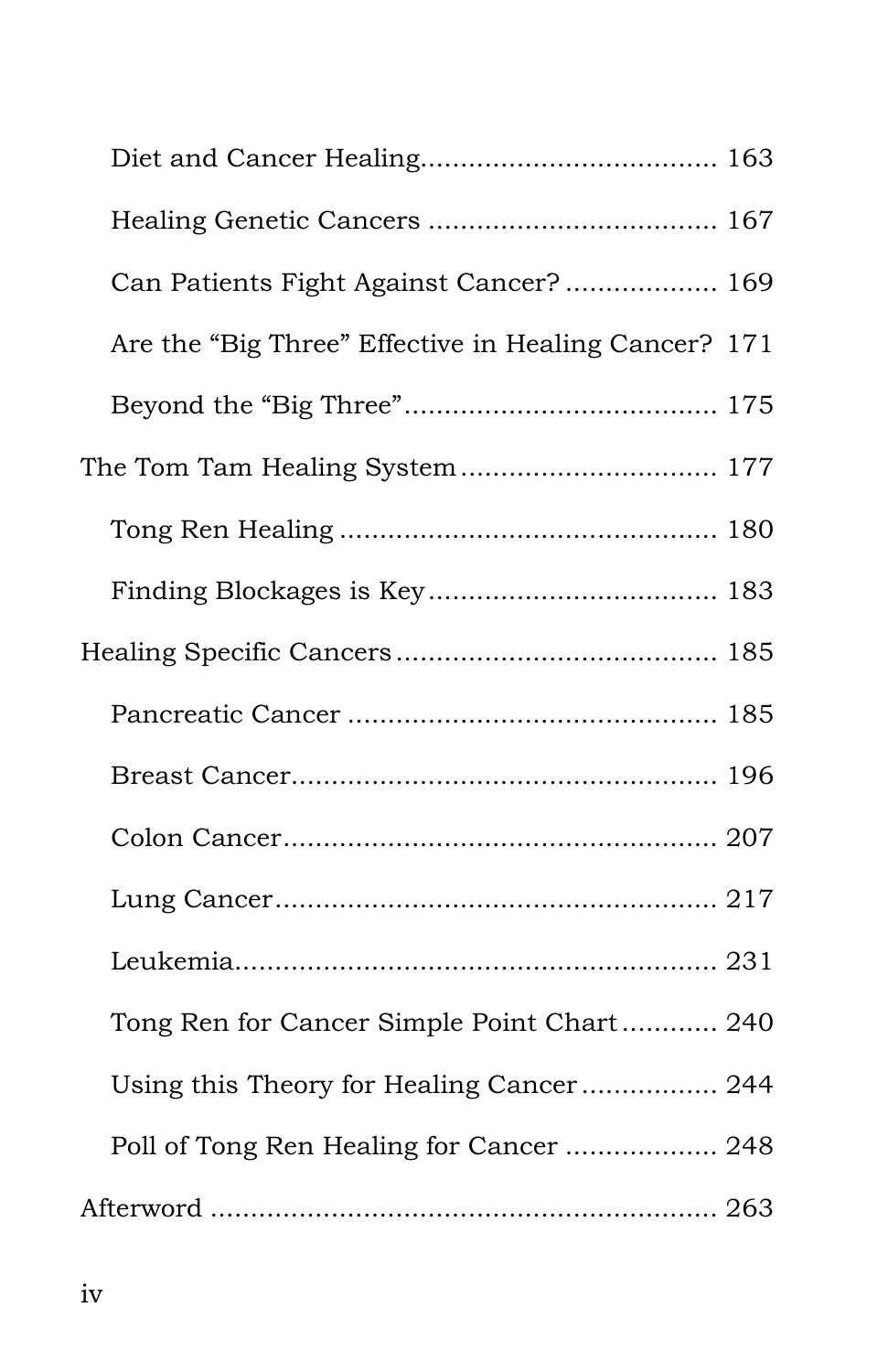Diet and Cancer Healing .................................... 163

Healing Genetic Cancers .................................... 167

Can Patients Fight Against Cancer? .................. 169

Are the "Big Three" Effective in Healing Cancer? 171

Beyond the "Big Three" ...................................... 175

The Tom Tam Healing System ................................ 177

Tong Ren Healing .............................................. 180

Finding Blockages is Key ................................... 183

Healing Specific Cancers ........................................ 185

Pancreatic Cancer ............................................. 185

Breast Cancer .................................................... 196

Colon Cancer ..................................................... 207

Lung Cancer ...................................................... 217

Leukemia ........................................................... 231

Tong Ren for Cancer Simple Point Chart ............ 240

Using this Theory for Healing Cancer ................. 244

Poll of Tong Ren Healing for Cancer ................... 248

Afterword .............................................................. 263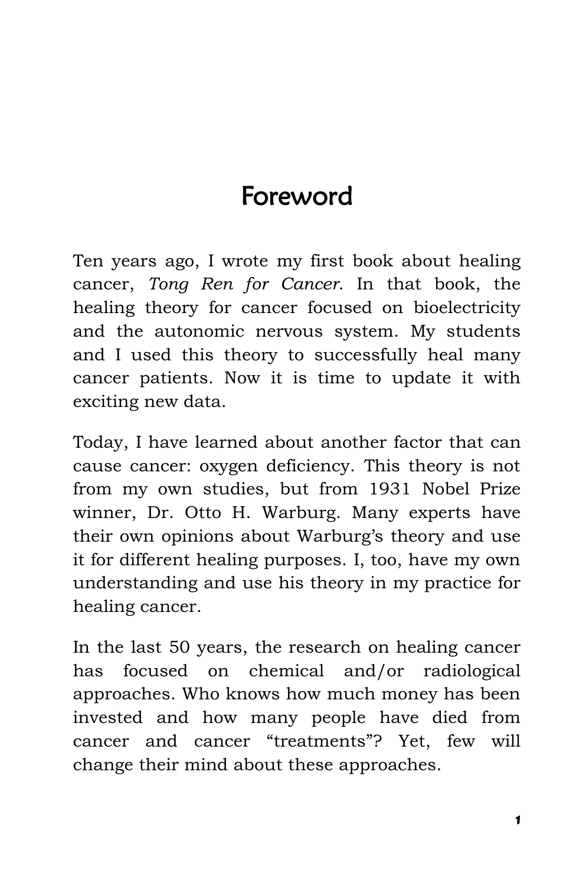# Foreword

Ten years ago, I wrote my first book about healing cancer, *Tong Ren for Cancer*. In that book, the healing theory for cancer focused on bioelectricity and the autonomic nervous system. My students and I used this theory to successfully heal many cancer patients. Now it is time to update it with exciting new data.

Today, I have learned about another factor that can cause cancer: oxygen deficiency. This theory is not from my own studies, but from 1931 Nobel Prize winner, Dr. Otto H. Warburg. Many experts have their own opinions about Warburg's theory and use it for different healing purposes. I, too, have my own understanding and use his theory in my practice for healing cancer.

In the last 50 years, the research on healing cancer has focused on chemical and/or radiological approaches. Who knows how much money has been invested and how many people have died from cancer and cancer "treatments"? Yet, few will change their mind about these approaches.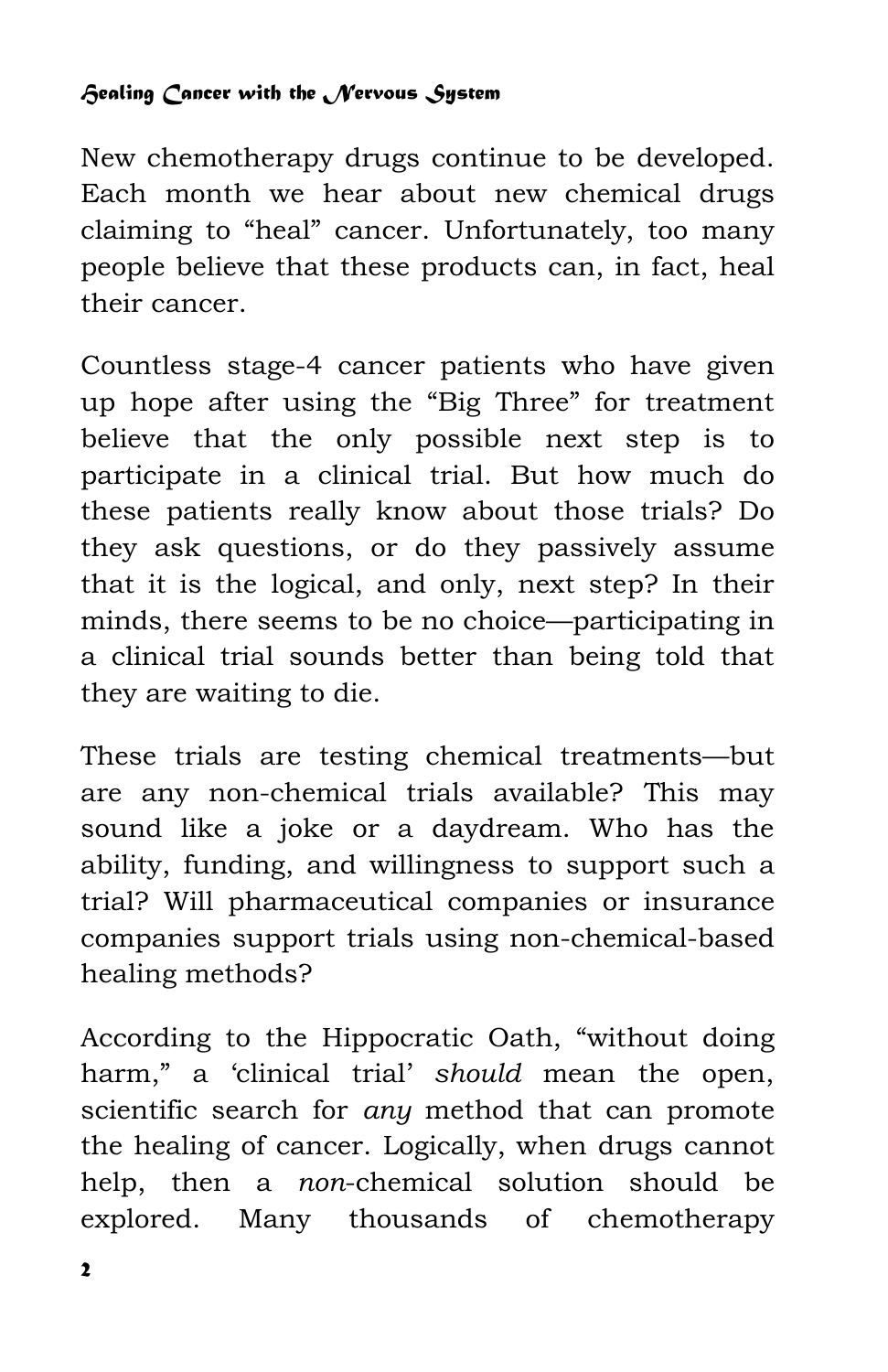New chemotherapy drugs continue to be developed. Each month we hear about new chemical drugs claiming to "heal" cancer. Unfortunately, too many people believe that these products can, in fact, heal their cancer.

Countless stage-4 cancer patients who have given up hope after using the "Big Three" for treatment believe that the only possible next step is to participate in a clinical trial. But how much do these patients really know about those trials? Do they ask questions, or do they passively assume that it is the logical, and only, next step? In their minds, there seems to be no choice—participating in a clinical trial sounds better than being told that they are waiting to die.

These trials are testing chemical treatments—but are any non-chemical trials available? This may sound like a joke or a daydream. Who has the ability, funding, and willingness to support such a trial? Will pharmaceutical companies or insurance companies support trials using non-chemical-based healing methods?

According to the Hippocratic Oath, "without doing harm," a 'clinical trial' *should* mean the open, scientific search for *any* method that can promote the healing of cancer. Logically, when drugs cannot help, then a *non*-chemical solution should be explored. Many thousands of chemotherapy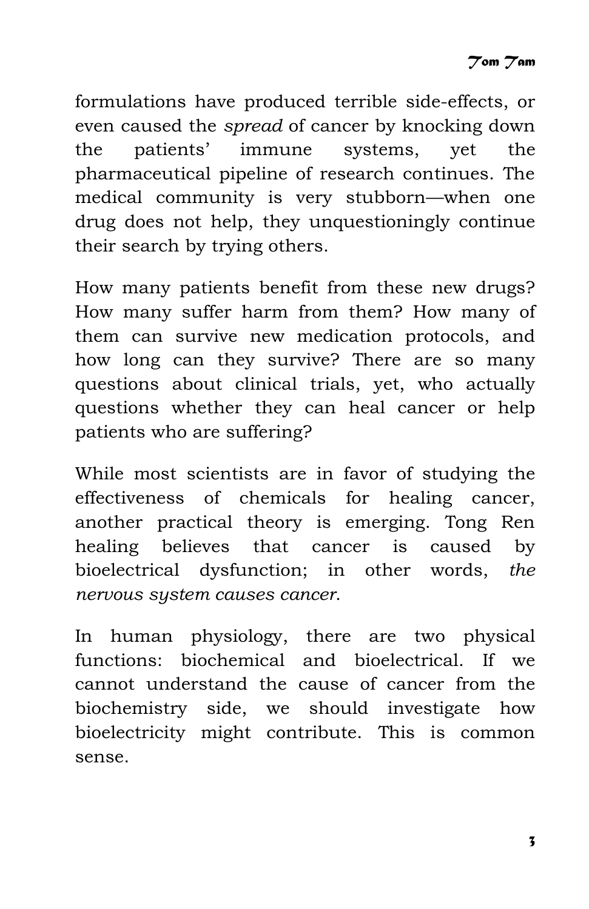formulations have produced terrible side-effects, or even caused the *spread* of cancer by knocking down the patients' immune systems, yet the pharmaceutical pipeline of research continues. The medical community is very stubborn—when one drug does not help, they unquestioningly continue their search by trying others.

How many patients benefit from these new drugs? How many suffer harm from them? How many of them can survive new medication protocols, and how long can they survive? There are so many questions about clinical trials, yet, who actually questions whether they can heal cancer or help patients who are suffering?

While most scientists are in favor of studying the effectiveness of chemicals for healing cancer, another practical theory is emerging. Tong Ren healing believes that cancer is caused by bioelectrical dysfunction; in other words, *the nervous system causes cancer*.

In human physiology, there are two physical functions: biochemical and bioelectrical. If we cannot understand the cause of cancer from the biochemistry side, we should investigate how bioelectricity might contribute. This is common sense.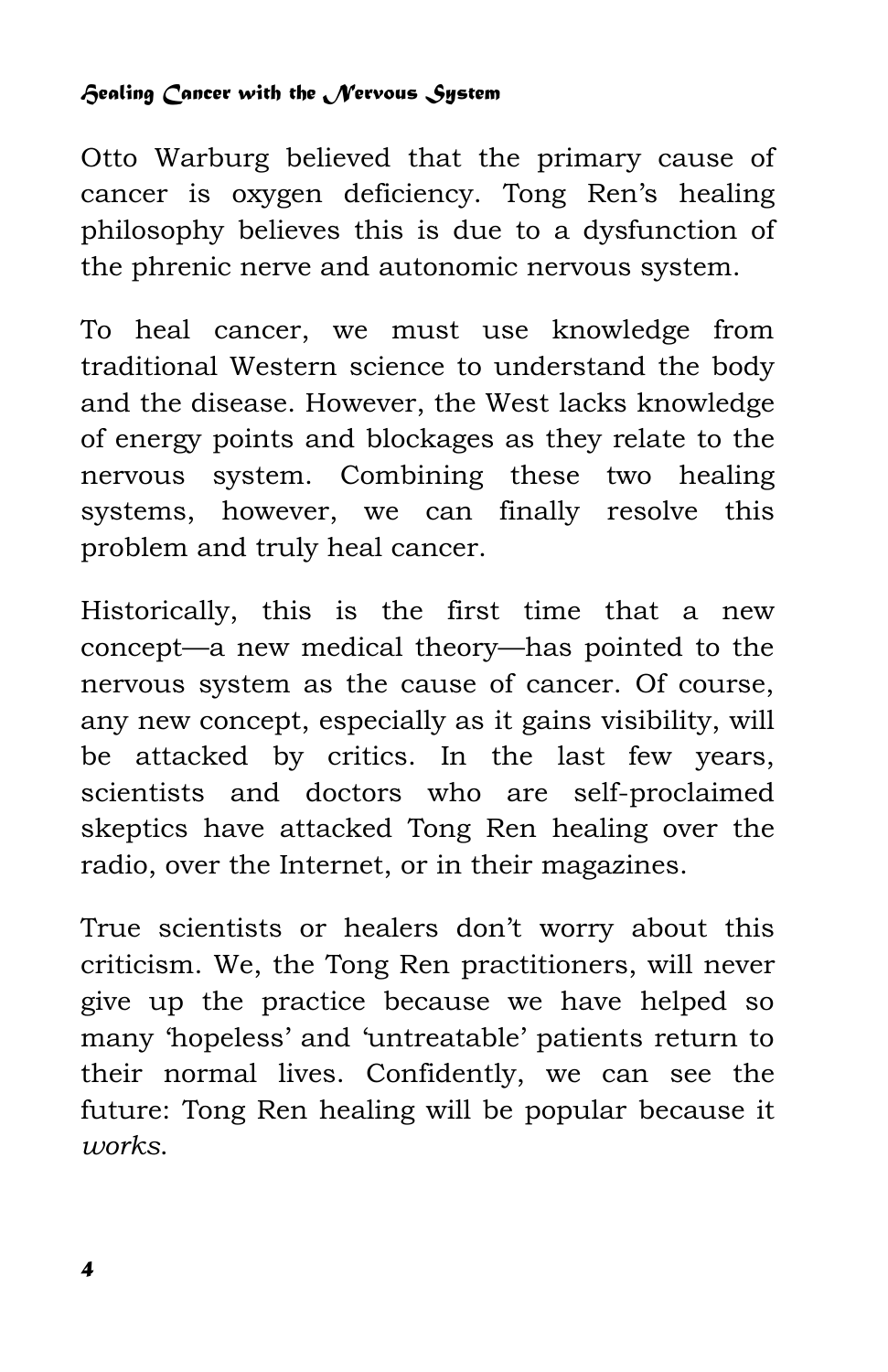Otto Warburg believed that the primary cause of cancer is oxygen deficiency. Tong Ren's healing philosophy believes this is due to a dysfunction of the phrenic nerve and autonomic nervous system.

To heal cancer, we must use knowledge from traditional Western science to understand the body and the disease. However, the West lacks knowledge of energy points and blockages as they relate to the nervous system. Combining these two healing systems, however, we can finally resolve this problem and truly heal cancer.

Historically, this is the first time that a new concept—a new medical theory—has pointed to the nervous system as the cause of cancer. Of course, any new concept, especially as it gains visibility, will be attacked by critics. In the last few years, scientists and doctors who are self-proclaimed skeptics have attacked Tong Ren healing over the radio, over the Internet, or in their magazines.

True scientists or healers don't worry about this criticism. We, the Tong Ren practitioners, will never give up the practice because we have helped so many 'hopeless' and 'untreatable' patients return to their normal lives. Confidently, we can see the future: Tong Ren healing will be popular because it *works*.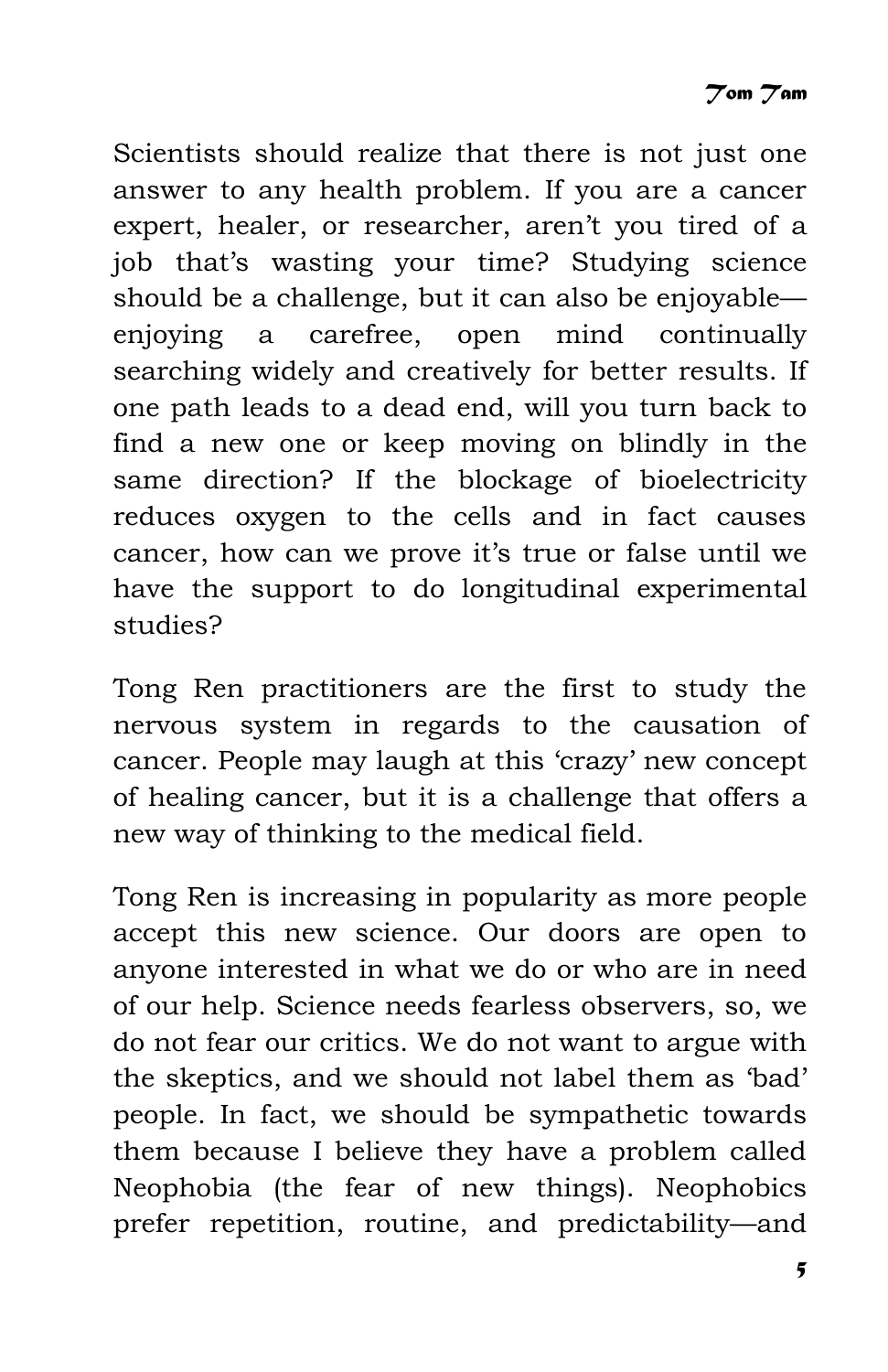Scientists should realize that there is not just one answer to any health problem. If you are a cancer expert, healer, or researcher, aren't you tired of a job that's wasting your time? Studying science should be a challenge, but it can also be enjoyable—enjoying a carefree, open mind continually searching widely and creatively for better results. If one path leads to a dead end, will you turn back to find a new one or keep moving on blindly in the same direction? If the blockage of bioelectricity reduces oxygen to the cells and in fact causes cancer, how can we prove it's true or false until we have the support to do longitudinal experimental studies?

Tong Ren practitioners are the first to study the nervous system in regards to the causation of cancer. People may laugh at this 'crazy' new concept of healing cancer, but it is a challenge that offers a new way of thinking to the medical field.

Tong Ren is increasing in popularity as more people accept this new science. Our doors are open to anyone interested in what we do or who are in need of our help. Science needs fearless observers, so, we do not fear our critics. We do not want to argue with the skeptics, and we should not label them as 'bad' people. In fact, we should be sympathetic towards them because I believe they have a problem called Neophobia (the fear of new things). Neophobics prefer repetition, routine, and predictability—and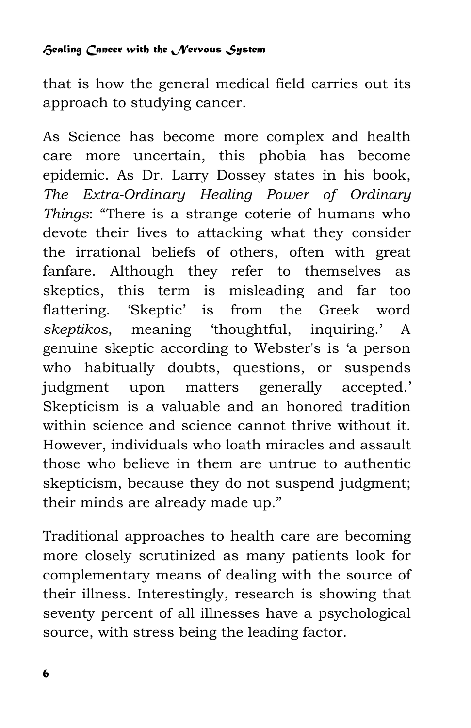that is how the general medical field carries out its approach to studying cancer.

As Science has become more complex and health care more uncertain, this phobia has become epidemic. As Dr. Larry Dossey states in his book, *The Extra-Ordinary Healing Power of Ordinary Things*: "There is a strange coterie of humans who devote their lives to attacking what they consider the irrational beliefs of others, often with great fanfare. Although they refer to themselves as skeptics, this term is misleading and far too flattering. 'Skeptic' is from the Greek word *skeptikos*, meaning 'thoughtful, inquiring.' A genuine skeptic according to Webster's is 'a person who habitually doubts, questions, or suspends judgment upon matters generally accepted.' Skepticism is a valuable and an honored tradition within science and science cannot thrive without it. However, individuals who loath miracles and assault those who believe in them are untrue to authentic skepticism, because they do not suspend judgment; their minds are already made up."

Traditional approaches to health care are becoming more closely scrutinized as many patients look for complementary means of dealing with the source of their illness. Interestingly, research is showing that seventy percent of all illnesses have a psychological source, with stress being the leading factor.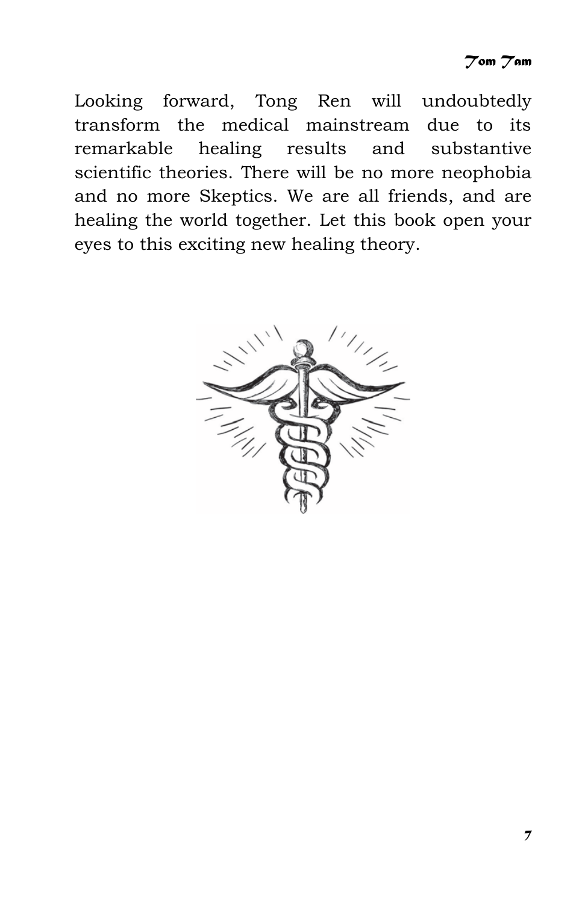Looking forward, Tong Ren will undoubtedly transform the medical mainstream due to its remarkable healing results and substantive scientific theories. There will be no more neophobia and no more Skeptics. We are all friends, and are healing the world together. Let this book open your eyes to this exciting new healing theory.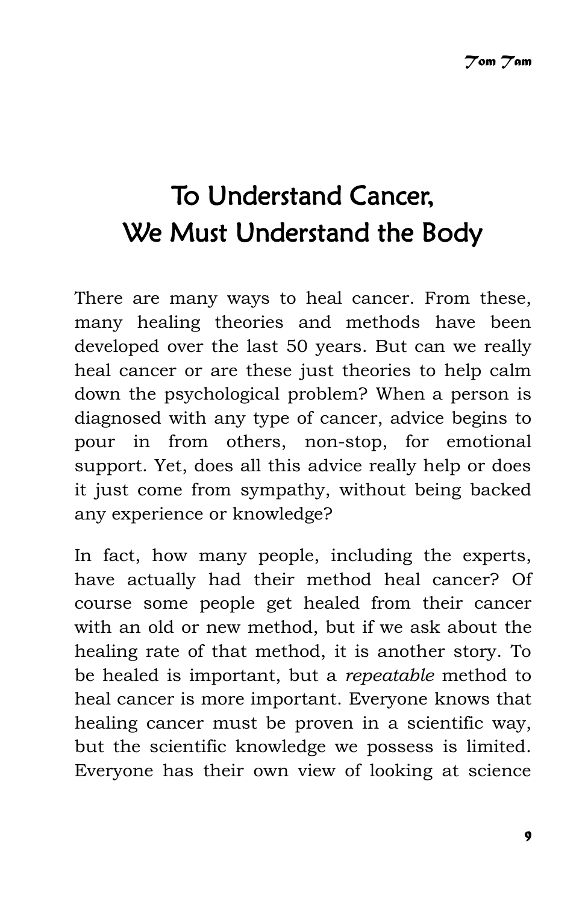# To Understand Cancer, We Must Understand the Body

There are many ways to heal cancer. From these, many healing theories and methods have been developed over the last 50 years. But can we really heal cancer or are these just theories to help calm down the psychological problem? When a person is diagnosed with any type of cancer, advice begins to pour in from others, non-stop, for emotional support. Yet, does all this advice really help or does it just come from sympathy, without being backed any experience or knowledge?

In fact, how many people, including the experts, have actually had their method heal cancer? Of course some people get healed from their cancer with an old or new method, but if we ask about the healing rate of that method, it is another story. To be healed is important, but a *repeatable* method to heal cancer is more important. Everyone knows that healing cancer must be proven in a scientific way, but the scientific knowledge we possess is limited. Everyone has their own view of looking at science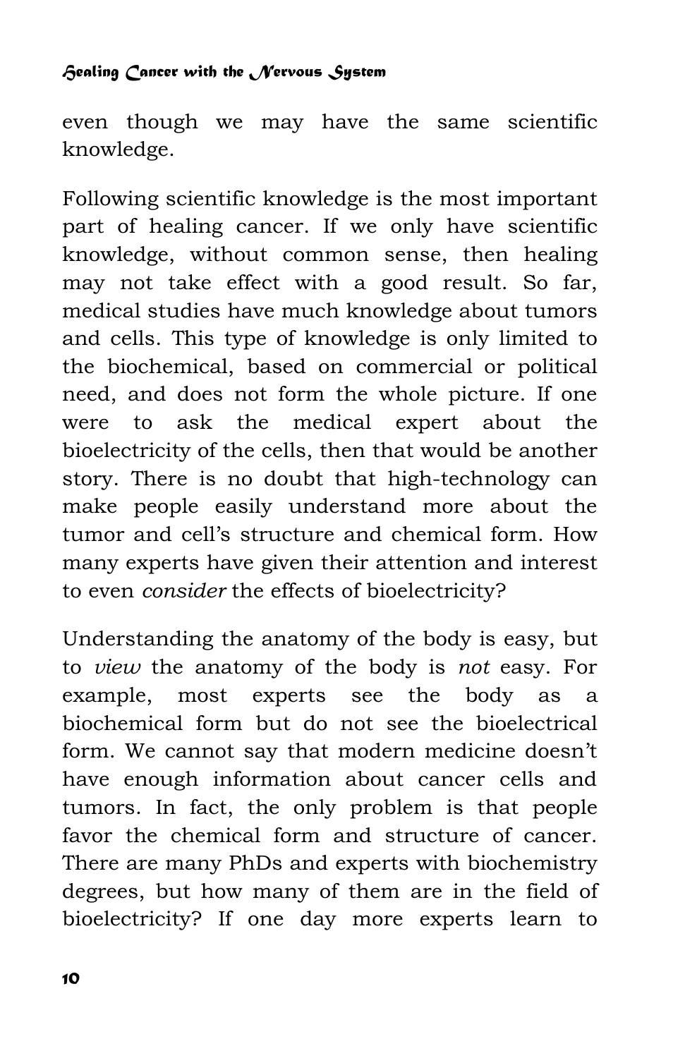even though we may have the same scientific knowledge.

Following scientific knowledge is the most important part of healing cancer. If we only have scientific knowledge, without common sense, then healing may not take effect with a good result. So far, medical studies have much knowledge about tumors and cells. This type of knowledge is only limited to the biochemical, based on commercial or political need, and does not form the whole picture. If one were to ask the medical expert about the bioelectricity of the cells, then that would be another story. There is no doubt that high-technology can make people easily understand more about the tumor and cell's structure and chemical form. How many experts have given their attention and interest to even *consider* the effects of bioelectricity?

Understanding the anatomy of the body is easy, but to *view* the anatomy of the body is *not* easy. For example, most experts see the body as a biochemical form but do not see the bioelectrical form. We cannot say that modern medicine doesn't have enough information about cancer cells and tumors. In fact, the only problem is that people favor the chemical form and structure of cancer. There are many PhDs and experts with biochemistry degrees, but how many of them are in the field of bioelectricity? If one day more experts learn to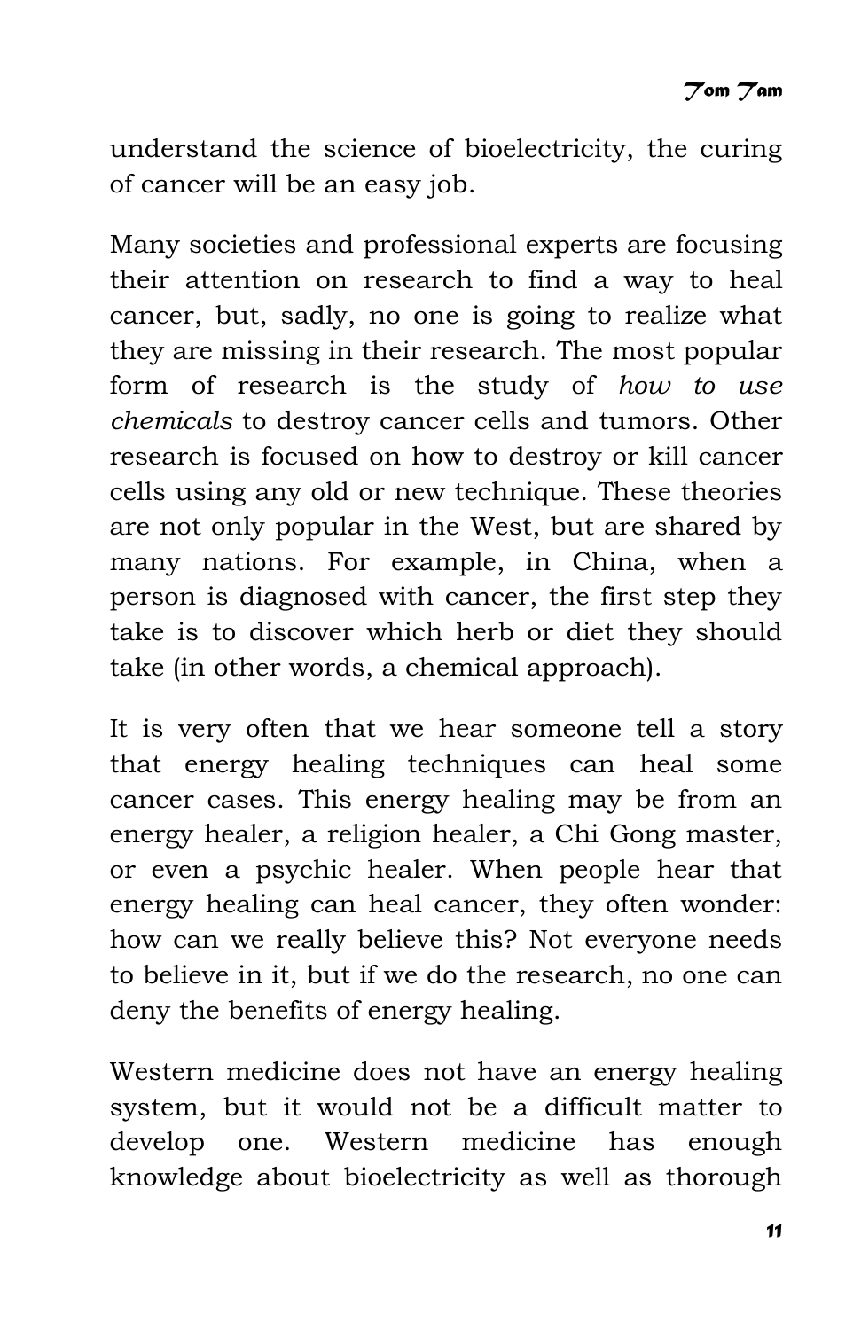understand the science of bioelectricity, the curing of cancer will be an easy job.

Many societies and professional experts are focusing their attention on research to find a way to heal cancer, but, sadly, no one is going to realize what they are missing in their research. The most popular form of research is the study of *how to use chemicals* to destroy cancer cells and tumors. Other research is focused on how to destroy or kill cancer cells using any old or new technique. These theories are not only popular in the West, but are shared by many nations. For example, in China, when a person is diagnosed with cancer, the first step they take is to discover which herb or diet they should take (in other words, a chemical approach).

It is very often that we hear someone tell a story that energy healing techniques can heal some cancer cases. This energy healing may be from an energy healer, a religion healer, a Chi Gong master, or even a psychic healer. When people hear that energy healing can heal cancer, they often wonder: how can we really believe this? Not everyone needs to believe in it, but if we do the research, no one can deny the benefits of energy healing.

Western medicine does not have an energy healing system, but it would not be a difficult matter to develop one. Western medicine has enough knowledge about bioelectricity as well as thorough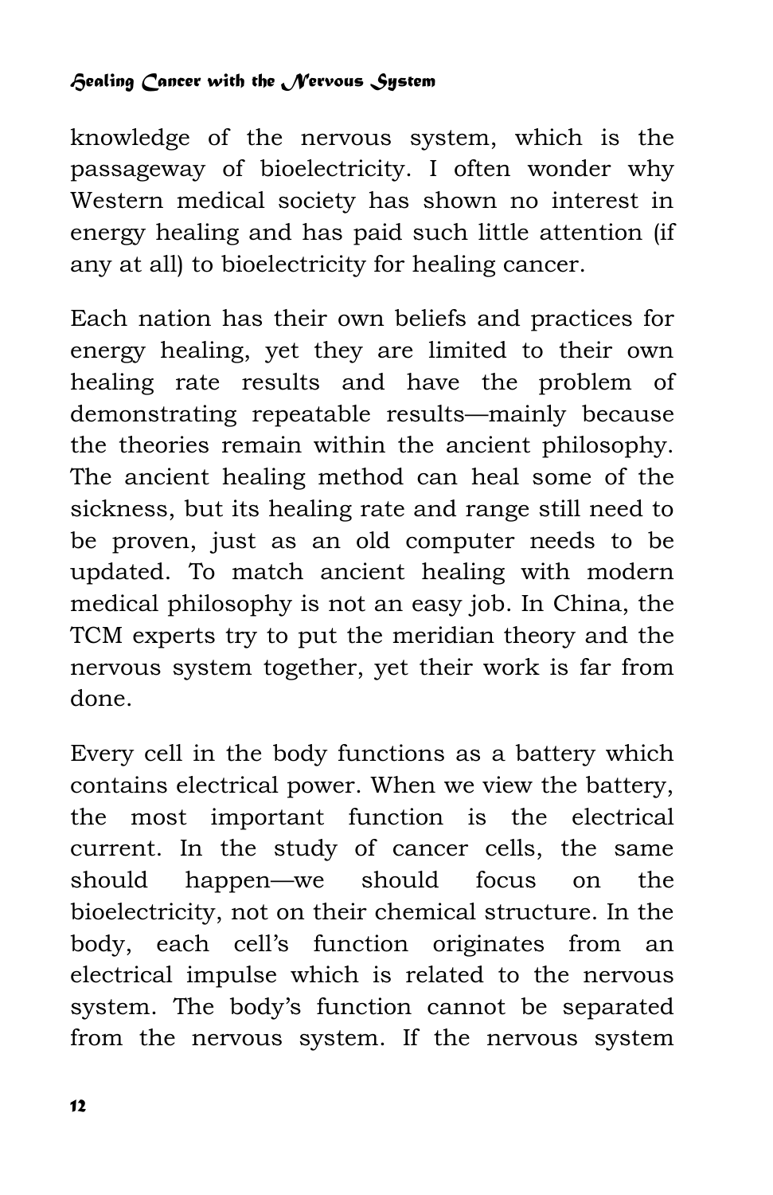knowledge of the nervous system, which is the passageway of bioelectricity. I often wonder why Western medical society has shown no interest in energy healing and has paid such little attention (if any at all) to bioelectricity for healing cancer.

Each nation has their own beliefs and practices for energy healing, yet they are limited to their own healing rate results and have the problem of demonstrating repeatable results—mainly because the theories remain within the ancient philosophy. The ancient healing method can heal some of the sickness, but its healing rate and range still need to be proven, just as an old computer needs to be updated. To match ancient healing with modern medical philosophy is not an easy job. In China, the TCM experts try to put the meridian theory and the nervous system together, yet their work is far from done.

Every cell in the body functions as a battery which contains electrical power. When we view the battery, the most important function is the electrical current. In the study of cancer cells, the same should happen—we should focus on the bioelectricity, not on their chemical structure. In the body, each cell's function originates from an electrical impulse which is related to the nervous system. The body's function cannot be separated from the nervous system. If the nervous system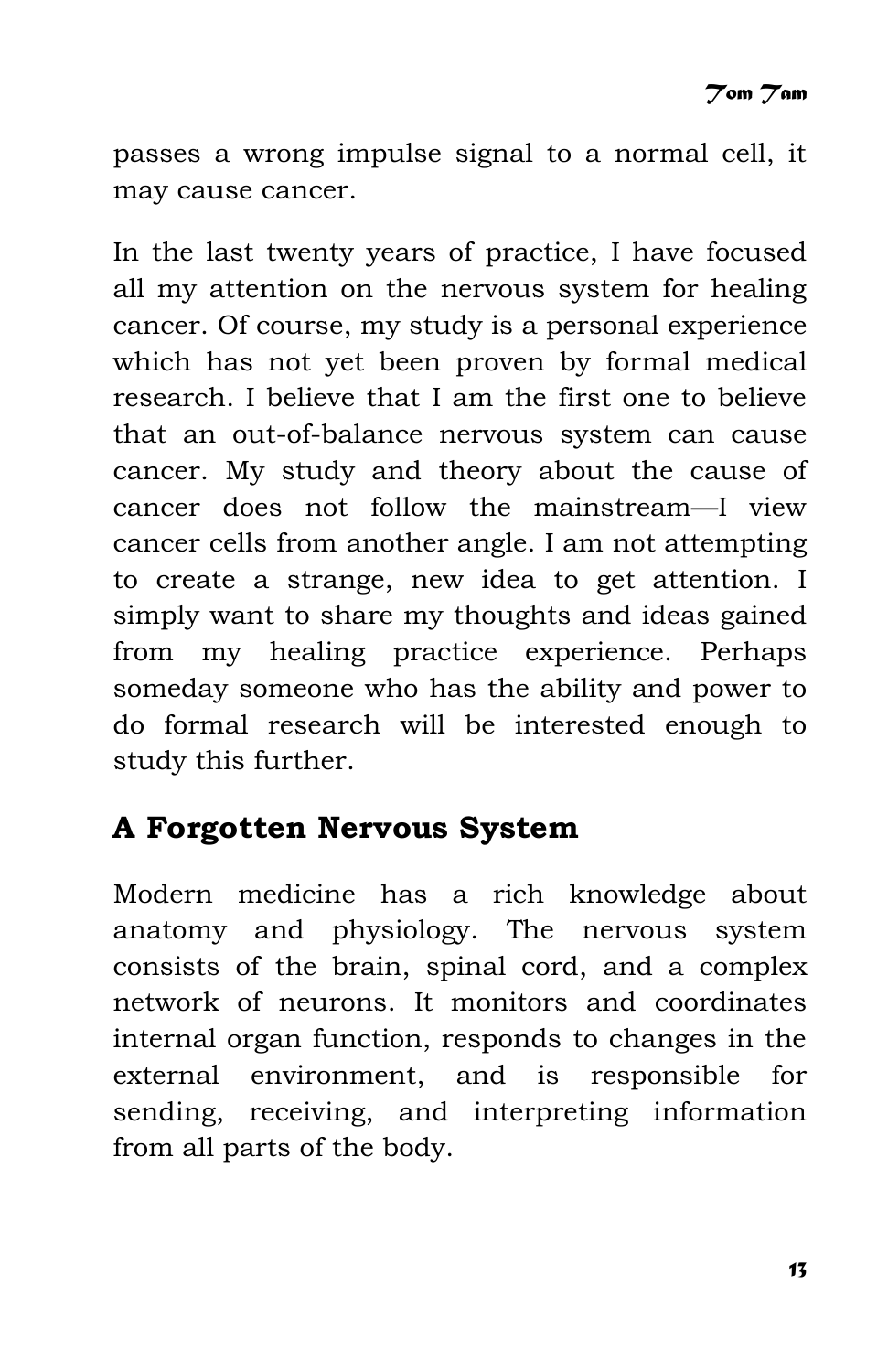passes a wrong impulse signal to a normal cell, it may cause cancer.

In the last twenty years of practice, I have focused all my attention on the nervous system for healing cancer. Of course, my study is a personal experience which has not yet been proven by formal medical research. I believe that I am the first one to believe that an out-of-balance nervous system can cause cancer. My study and theory about the cause of cancer does not follow the mainstream—I view cancer cells from another angle. I am not attempting to create a strange, new idea to get attention. I simply want to share my thoughts and ideas gained from my healing practice experience. Perhaps someday someone who has the ability and power to do formal research will be interested enough to study this further.

## A Forgotten Nervous System

Modern medicine has a rich knowledge about anatomy and physiology. The nervous system consists of the brain, spinal cord, and a complex network of neurons. It monitors and coordinates internal organ function, responds to changes in the external environment, and is responsible for sending, receiving, and interpreting information from all parts of the body.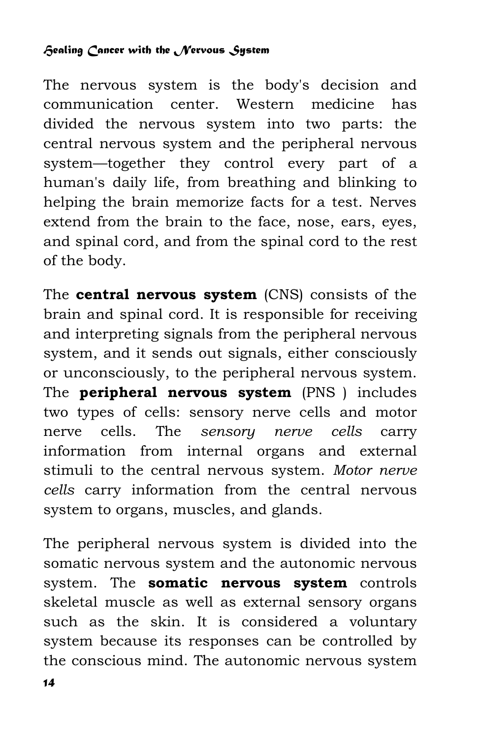The nervous system is the body's decision and communication center. Western medicine has divided the nervous system into two parts: the central nervous system and the peripheral nervous system—together they control every part of a human's daily life, from breathing and blinking to helping the brain memorize facts for a test. Nerves extend from the brain to the face, nose, ears, eyes, and spinal cord, and from the spinal cord to the rest of the body.

The **central nervous system** (CNS) consists of the brain and spinal cord. It is responsible for receiving and interpreting signals from the peripheral nervous system, and it sends out signals, either consciously or unconsciously, to the peripheral nervous system. The **peripheral nervous system** (PNS ) includes two types of cells: sensory nerve cells and motor nerve cells. The *sensory nerve cells* carry information from internal organs and external stimuli to the central nervous system. *Motor nerve cells* carry information from the central nervous system to organs, muscles, and glands.

The peripheral nervous system is divided into the somatic nervous system and the autonomic nervous system. The **somatic nervous system** controls skeletal muscle as well as external sensory organs such as the skin. It is considered a voluntary system because its responses can be controlled by the conscious mind. The autonomic nervous system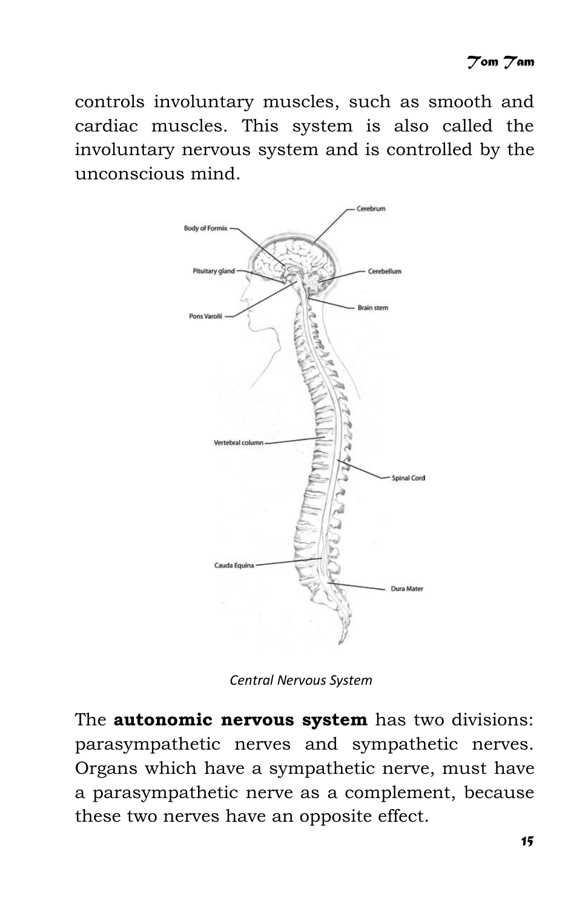controls involuntary muscles, such as smooth and cardiac muscles. This system is also called the involuntary nervous system and is controlled by the unconscious mind.

Cerebrum

Body of Formix

Pituitary gland

Cerebellum

Brain stem

Pons Varolii

Vertebral column

Spinal Cord

Cauda Equina

Dura Mater

*Central Nervous System*

The **autonomic nervous system** has two divisions: parasympathetic nerves and sympathetic nerves. Organs which have a sympathetic nerve, must have a parasympathetic nerve as a complement, because these two nerves have an opposite effect.